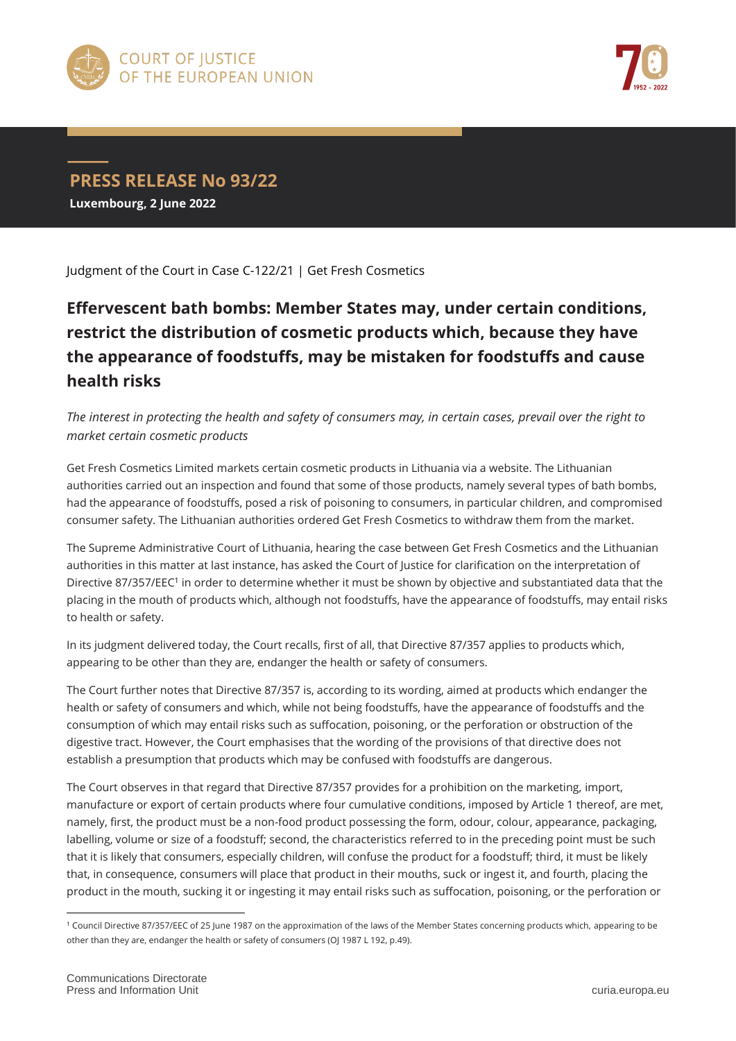COURT OF JUSTICE OF THE EUROPEAN UNION

# PRESS RELEASE No 93/22

**Luxembourg, 2 June 2022**

Judgment of the Court in Case C-122/21 | Get Fresh Cosmetics

## Effervescent bath bombs: Member States may, under certain conditions, restrict the distribution of cosmetic products which, because they have the appearance of foodstuffs, may be mistaken for foodstuffs and cause health risks

*The interest in protecting the health and safety of consumers may, in certain cases, prevail over the right to market certain cosmetic products*

Get Fresh Cosmetics Limited markets certain cosmetic products in Lithuania via a website. The Lithuanian authorities carried out an inspection and found that some of those products, namely several types of bath bombs, had the appearance of foodstuffs, posed a risk of poisoning to consumers, in particular children, and compromised consumer safety. The Lithuanian authorities ordered Get Fresh Cosmetics to withdraw them from the market.

The Supreme Administrative Court of Lithuania, hearing the case between Get Fresh Cosmetics and the Lithuanian authorities in this matter at last instance, has asked the Court of Justice for clarification on the interpretation of Directive 87/357/EEC[1] in order to determine whether it must be shown by objective and substantiated data that the placing in the mouth of products which, although not foodstuffs, have the appearance of foodstuffs, may entail risks to health or safety.

In its judgment delivered today, the Court recalls, first of all, that Directive 87/357 applies to products which, appearing to be other than they are, endanger the health or safety of consumers.

The Court further notes that Directive 87/357 is, according to its wording, aimed at products which endanger the health or safety of consumers and which, while not being foodstuffs, have the appearance of foodstuffs and the consumption of which may entail risks such as suffocation, poisoning, or the perforation or obstruction of the digestive tract. However, the Court emphasises that the wording of the provisions of that directive does not establish a presumption that products which may be confused with foodstuffs are dangerous.

The Court observes in that regard that Directive 87/357 provides for a prohibition on the marketing, import, manufacture or export of certain products where four cumulative conditions, imposed by Article 1 thereof, are met, namely, first, the product must be a non-food product possessing the form, odour, colour, appearance, packaging, labelling, volume or size of a foodstuff; second, the characteristics referred to in the preceding point must be such that it is likely that consumers, especially children, will confuse the product for a foodstuff; third, it must be likely that, in consequence, consumers will place that product in their mouths, suck or ingest it, and fourth, placing the product in the mouth, sucking it or ingesting it may entail risks such as suffocation, poisoning, or the perforation or

[1] Council Directive 87/357/EEC of 25 June 1987 on the approximation of the laws of the Member States concerning products which, appearing to be other than they are, endanger the health or safety of consumers (OJ 1987 L 192, p.49).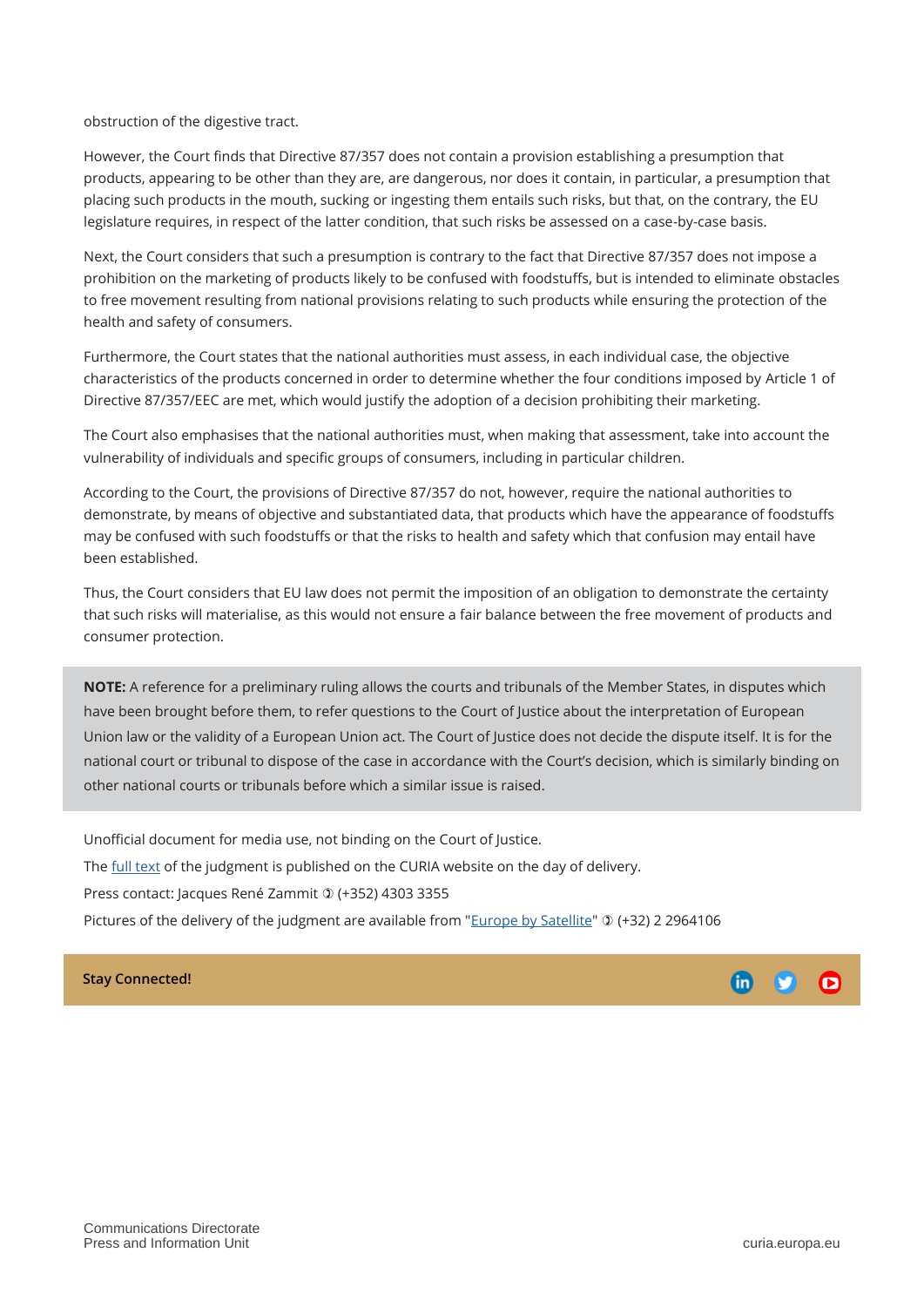obstruction of the digestive tract.

However, the Court finds that Directive 87/357 does not contain a provision establishing a presumption that products, appearing to be other than they are, are dangerous, nor does it contain, in particular, a presumption that placing such products in the mouth, sucking or ingesting them entails such risks, but that, on the contrary, the EU legislature requires, in respect of the latter condition, that such risks be assessed on a case-by-case basis.

Next, the Court considers that such a presumption is contrary to the fact that Directive 87/357 does not impose a prohibition on the marketing of products likely to be confused with foodstuffs, but is intended to eliminate obstacles to free movement resulting from national provisions relating to such products while ensuring the protection of the health and safety of consumers.

Furthermore, the Court states that the national authorities must assess, in each individual case, the objective characteristics of the products concerned in order to determine whether the four conditions imposed by Article 1 of Directive 87/357/EEC are met, which would justify the adoption of a decision prohibiting their marketing.

The Court also emphasises that the national authorities must, when making that assessment, take into account the vulnerability of individuals and specific groups of consumers, including in particular children.

According to the Court, the provisions of Directive 87/357 do not, however, require the national authorities to demonstrate, by means of objective and substantiated data, that products which have the appearance of foodstuffs may be confused with such foodstuffs or that the risks to health and safety which that confusion may entail have been established.

Thus, the Court considers that EU law does not permit the imposition of an obligation to demonstrate the certainty that such risks will materialise, as this would not ensure a fair balance between the free movement of products and consumer protection.

**NOTE:** A reference for a preliminary ruling allows the courts and tribunals of the Member States, in disputes which have been brought before them, to refer questions to the Court of Justice about the interpretation of European Union law or the validity of a European Union act. The Court of Justice does not decide the dispute itself. It is for the national court or tribunal to dispose of the case in accordance with the Court's decision, which is similarly binding on other national courts or tribunals before which a similar issue is raised.

Unofficial document for media use, not binding on the Court of Justice.

The full text of the judgment is published on the CURIA website on the day of delivery.

Press contact: Jacques René Zammit ✆ (+352) 4303 3355

Pictures of the delivery of the judgment are available from "Europe by Satellite" ✆ (+32) 2 2964106

**Stay Connected!**

Communications Directorate
Press and Information Unit

curia.europa.eu